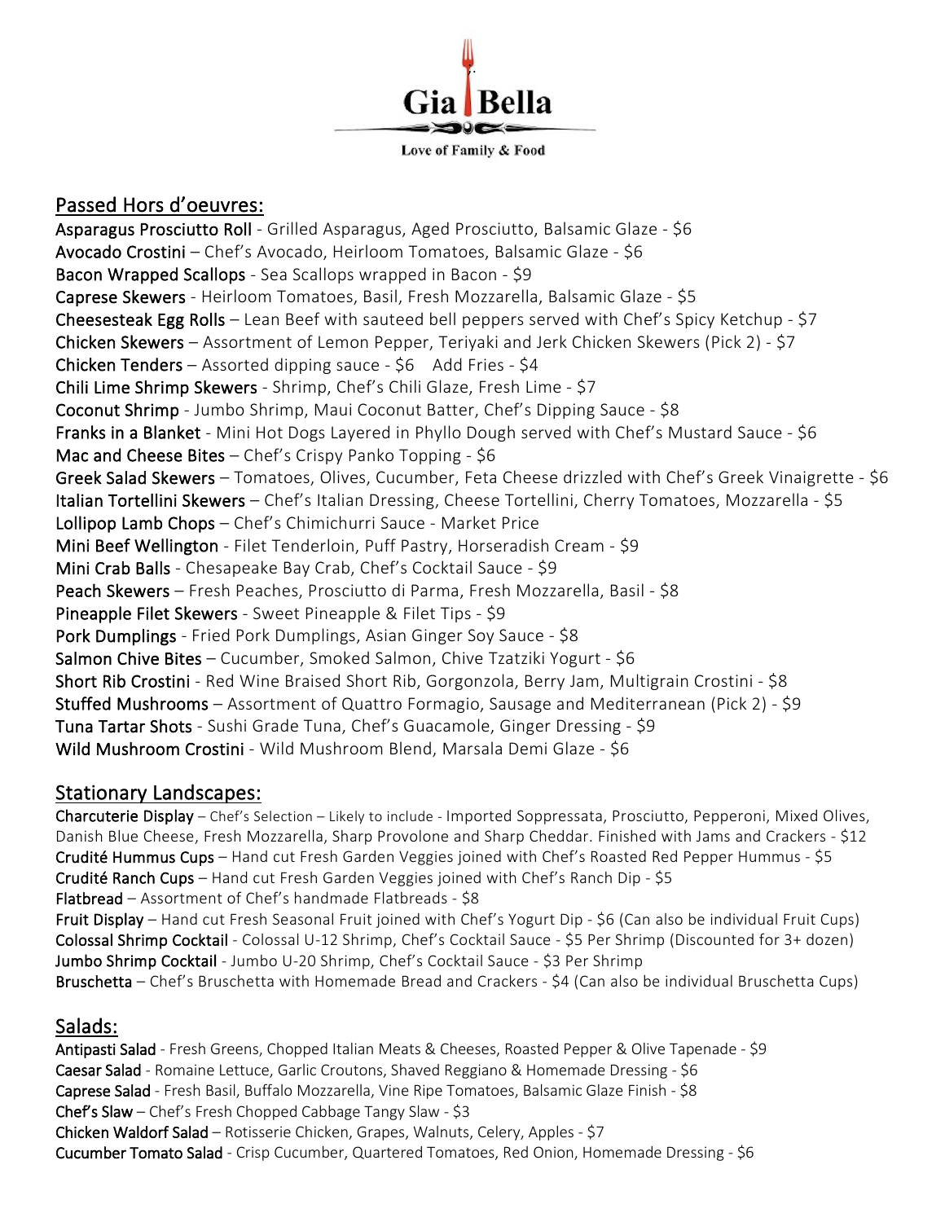# Gia Bella

Love of Family & Food

## Passed Hors d'oeuvres:

**Asparagus Prosciutto Roll** - Grilled Asparagus, Aged Prosciutto, Balsamic Glaze - $6
**Avocado Crostini** – Chef's Avocado, Heirloom Tomatoes, Balsamic Glaze - $6
**Bacon Wrapped Scallops** - Sea Scallops wrapped in Bacon - $9
**Caprese Skewers** - Heirloom Tomatoes, Basil, Fresh Mozzarella, Balsamic Glaze - $5
**Cheesesteak Egg Rolls** – Lean Beef with sauteed bell peppers served with Chef's Spicy Ketchup - $7
**Chicken Skewers** – Assortment of Lemon Pepper, Teriyaki and Jerk Chicken Skewers (Pick 2) - $7
**Chicken Tenders** – Assorted dipping sauce - $6 Add Fries - $4
**Chili Lime Shrimp Skewers** - Shrimp, Chef's Chili Glaze, Fresh Lime - $7
**Coconut Shrimp** - Jumbo Shrimp, Maui Coconut Batter, Chef's Dipping Sauce - $8
**Franks in a Blanket** - Mini Hot Dogs Layered in Phyllo Dough served with Chef's Mustard Sauce - $6
**Mac and Cheese Bites** – Chef's Crispy Panko Topping - $6
**Greek Salad Skewers** – Tomatoes, Olives, Cucumber, Feta Cheese drizzled with Chef's Greek Vinaigrette - $6
**Italian Tortellini Skewers** – Chef's Italian Dressing, Cheese Tortellini, Cherry Tomatoes, Mozzarella - $5
**Lollipop Lamb Chops** – Chef's Chimichurri Sauce - Market Price
**Mini Beef Wellington** - Filet Tenderloin, Puff Pastry, Horseradish Cream - $9
**Mini Crab Balls** - Chesapeake Bay Crab, Chef's Cocktail Sauce - $9
**Peach Skewers** – Fresh Peaches, Prosciutto di Parma, Fresh Mozzarella, Basil - $8
**Pineapple Filet Skewers** - Sweet Pineapple & Filet Tips - $9
**Pork Dumplings** - Fried Pork Dumplings, Asian Ginger Soy Sauce - $8
**Salmon Chive Bites** – Cucumber, Smoked Salmon, Chive Tzatziki Yogurt - $6
**Short Rib Crostini** - Red Wine Braised Short Rib, Gorgonzola, Berry Jam, Multigrain Crostini - $8
**Stuffed Mushrooms** – Assortment of Quattro Formagio, Sausage and Mediterranean (Pick 2) - $9
**Tuna Tartar Shots** - Sushi Grade Tuna, Chef's Guacamole, Ginger Dressing - $9
**Wild Mushroom Crostini** - Wild Mushroom Blend, Marsala Demi Glaze - $6

## Stationary Landscapes:

**Charcuterie Display** – Chef's Selection – Likely to include - Imported Soppressata, Prosciutto, Pepperoni, Mixed Olives, Danish Blue Cheese, Fresh Mozzarella, Sharp Provolone and Sharp Cheddar. Finished with Jams and Crackers - $12
**Crudité Hummus Cups** – Hand cut Fresh Garden Veggies joined with Chef's Roasted Red Pepper Hummus - $5
**Crudité Ranch Cups** – Hand cut Fresh Garden Veggies joined with Chef's Ranch Dip - $5
**Flatbread** – Assortment of Chef's handmade Flatbreads - $8
**Fruit Display** – Hand cut Fresh Seasonal Fruit joined with Chef's Yogurt Dip - $6 (Can also be individual Fruit Cups)
**Colossal Shrimp Cocktail** - Colossal U-12 Shrimp, Chef's Cocktail Sauce - $5 Per Shrimp (Discounted for 3+ dozen)
**Jumbo Shrimp Cocktail** - Jumbo U-20 Shrimp, Chef's Cocktail Sauce - $3 Per Shrimp
**Bruschetta** – Chef's Bruschetta with Homemade Bread and Crackers - $4 (Can also be individual Bruschetta Cups)

## Salads:

**Antipasti Salad** - Fresh Greens, Chopped Italian Meats & Cheeses, Roasted Pepper & Olive Tapenade - $9
**Caesar Salad** - Romaine Lettuce, Garlic Croutons, Shaved Reggiano & Homemade Dressing - $6
**Caprese Salad** - Fresh Basil, Buffalo Mozzarella, Vine Ripe Tomatoes, Balsamic Glaze Finish - $8
**Chef's Slaw** – Chef's Fresh Chopped Cabbage Tangy Slaw - $3
**Chicken Waldorf Salad** – Rotisserie Chicken, Grapes, Walnuts, Celery, Apples - $7
**Cucumber Tomato Salad** - Crisp Cucumber, Quartered Tomatoes, Red Onion, Homemade Dressing - $6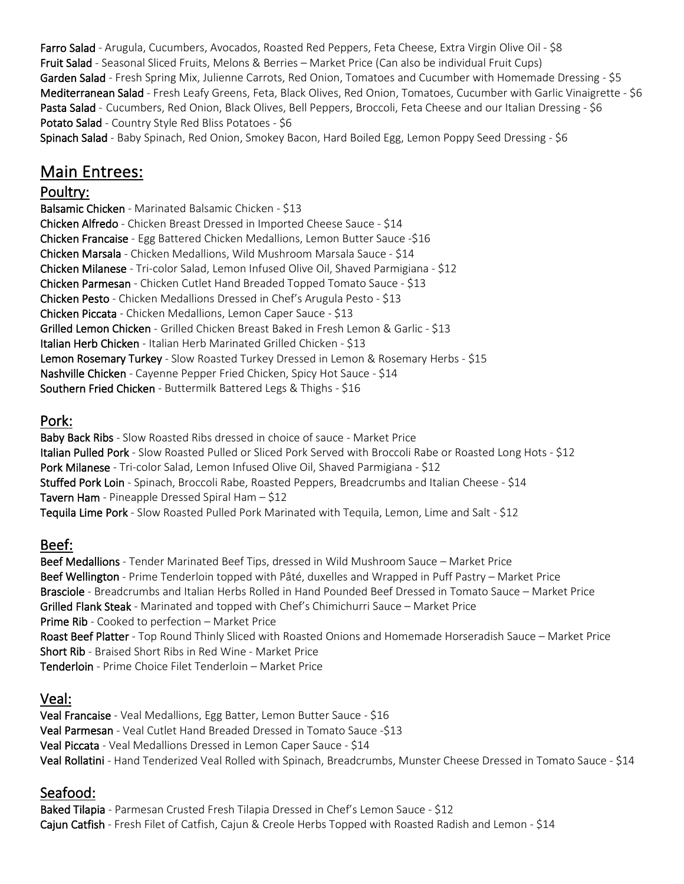**Farro Salad** - Arugula, Cucumbers, Avocados, Roasted Red Peppers, Feta Cheese, Extra Virgin Olive Oil - $8
**Fruit Salad** - Seasonal Sliced Fruits, Melons & Berries – Market Price (Can also be individual Fruit Cups)
**Garden Salad** - Fresh Spring Mix, Julienne Carrots, Red Onion, Tomatoes and Cucumber with Homemade Dressing - $5
**Mediterranean Salad** - Fresh Leafy Greens, Feta, Black Olives, Red Onion, Tomatoes, Cucumber with Garlic Vinaigrette - $6
**Pasta Salad** - Cucumbers, Red Onion, Black Olives, Bell Peppers, Broccoli, Feta Cheese and our Italian Dressing - $6
**Potato Salad** - Country Style Red Bliss Potatoes - $6
**Spinach Salad** - Baby Spinach, Red Onion, Smokey Bacon, Hard Boiled Egg, Lemon Poppy Seed Dressing - $6

# Main Entrees:

## Poultry:

**Balsamic Chicken** - Marinated Balsamic Chicken - $13
**Chicken Alfredo** - Chicken Breast Dressed in Imported Cheese Sauce - $14
**Chicken Francaise** - Egg Battered Chicken Medallions, Lemon Butter Sauce -$16
**Chicken Marsala** - Chicken Medallions, Wild Mushroom Marsala Sauce - $14
**Chicken Milanese** - Tri-color Salad, Lemon Infused Olive Oil, Shaved Parmigiana - $12
**Chicken Parmesan** - Chicken Cutlet Hand Breaded Topped Tomato Sauce - $13
**Chicken Pesto** - Chicken Medallions Dressed in Chef's Arugula Pesto - $13
**Chicken Piccata** - Chicken Medallions, Lemon Caper Sauce - $13
**Grilled Lemon Chicken** - Grilled Chicken Breast Baked in Fresh Lemon & Garlic - $13
**Italian Herb Chicken** - Italian Herb Marinated Grilled Chicken - $13
**Lemon Rosemary Turkey** - Slow Roasted Turkey Dressed in Lemon & Rosemary Herbs - $15
**Nashville Chicken** - Cayenne Pepper Fried Chicken, Spicy Hot Sauce - $14
**Southern Fried Chicken** - Buttermilk Battered Legs & Thighs - $16

## Pork:

**Baby Back Ribs** - Slow Roasted Ribs dressed in choice of sauce - Market Price
**Italian Pulled Pork** - Slow Roasted Pulled or Sliced Pork Served with Broccoli Rabe or Roasted Long Hots - $12
**Pork Milanese** - Tri-color Salad, Lemon Infused Olive Oil, Shaved Parmigiana - $12
**Stuffed Pork Loin** - Spinach, Broccoli Rabe, Roasted Peppers, Breadcrumbs and Italian Cheese - $14
**Tavern Ham** - Pineapple Dressed Spiral Ham – $12
**Tequila Lime Pork** - Slow Roasted Pulled Pork Marinated with Tequila, Lemon, Lime and Salt - $12

## Beef:

**Beef Medallions** - Tender Marinated Beef Tips, dressed in Wild Mushroom Sauce – Market Price
**Beef Wellington** - Prime Tenderloin topped with Pâté, duxelles and Wrapped in Puff Pastry – Market Price
**Brasciole** - Breadcrumbs and Italian Herbs Rolled in Hand Pounded Beef Dressed in Tomato Sauce – Market Price
**Grilled Flank Steak** - Marinated and topped with Chef's Chimichurri Sauce – Market Price
**Prime Rib** - Cooked to perfection – Market Price
**Roast Beef Platter** - Top Round Thinly Sliced with Roasted Onions and Homemade Horseradish Sauce – Market Price
**Short Rib** - Braised Short Ribs in Red Wine - Market Price
**Tenderloin** - Prime Choice Filet Tenderloin – Market Price

## Veal:

**Veal Francaise** - Veal Medallions, Egg Batter, Lemon Butter Sauce - $16
**Veal Parmesan** - Veal Cutlet Hand Breaded Dressed in Tomato Sauce -$13
**Veal Piccata** - Veal Medallions Dressed in Lemon Caper Sauce - $14
**Veal Rollatini** - Hand Tenderized Veal Rolled with Spinach, Breadcrumbs, Munster Cheese Dressed in Tomato Sauce - $14

## Seafood:

**Baked Tilapia** - Parmesan Crusted Fresh Tilapia Dressed in Chef's Lemon Sauce - $12
**Cajun Catfish** - Fresh Filet of Catfish, Cajun & Creole Herbs Topped with Roasted Radish and Lemon - $14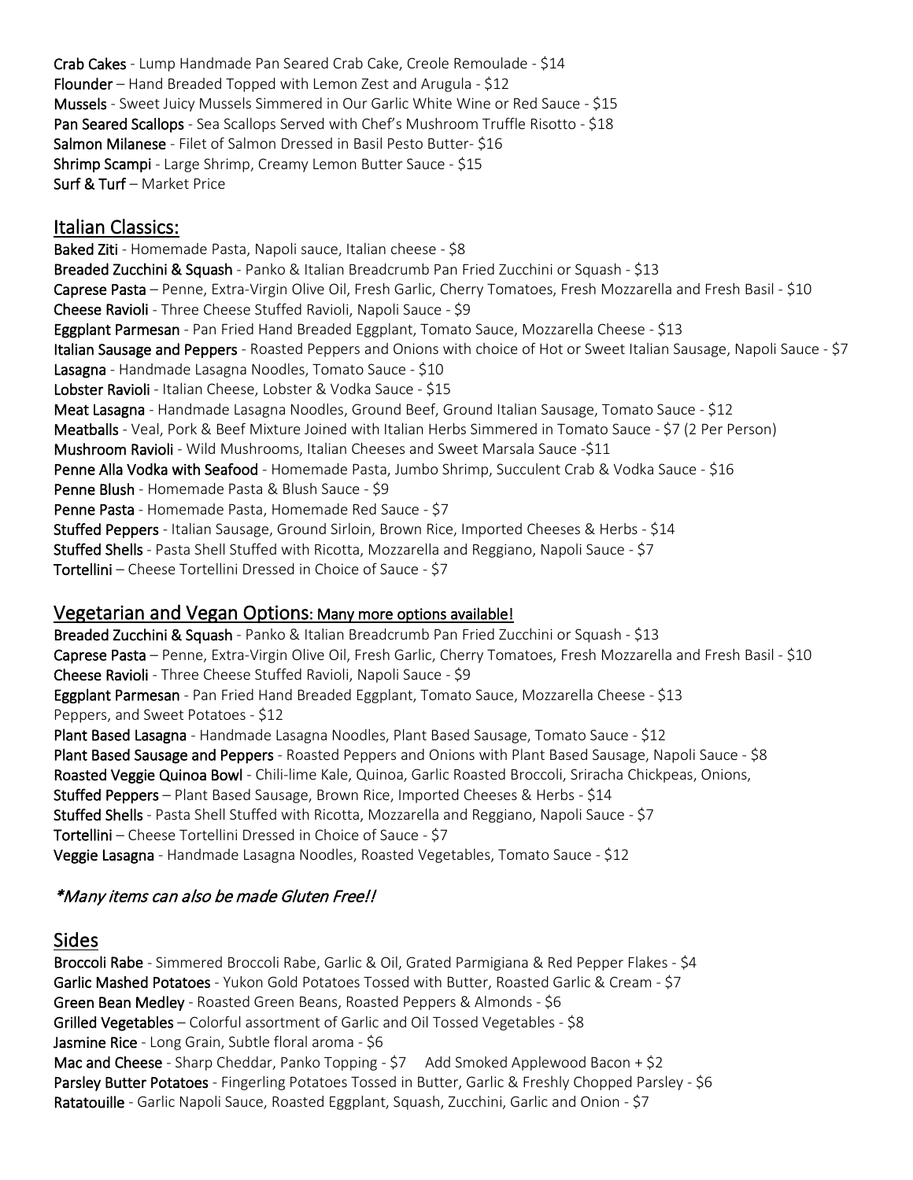**Crab Cakes** - Lump Handmade Pan Seared Crab Cake, Creole Remoulade - $14
**Flounder** – Hand Breaded Topped with Lemon Zest and Arugula - $12
**Mussels** - Sweet Juicy Mussels Simmered in Our Garlic White Wine or Red Sauce - $15
**Pan Seared Scallops** - Sea Scallops Served with Chef's Mushroom Truffle Risotto - $18
**Salmon Milanese** - Filet of Salmon Dressed in Basil Pesto Butter- $16
**Shrimp Scampi** - Large Shrimp, Creamy Lemon Butter Sauce - $15
**Surf & Turf** – Market Price

## Italian Classics:

**Baked Ziti** - Homemade Pasta, Napoli sauce, Italian cheese - $8
**Breaded Zucchini & Squash** - Panko & Italian Breadcrumb Pan Fried Zucchini or Squash - $13
**Caprese Pasta** – Penne, Extra-Virgin Olive Oil, Fresh Garlic, Cherry Tomatoes, Fresh Mozzarella and Fresh Basil - $10
**Cheese Ravioli** - Three Cheese Stuffed Ravioli, Napoli Sauce - $9
**Eggplant Parmesan** - Pan Fried Hand Breaded Eggplant, Tomato Sauce, Mozzarella Cheese - $13
**Italian Sausage and Peppers** - Roasted Peppers and Onions with choice of Hot or Sweet Italian Sausage, Napoli Sauce - $7
**Lasagna** - Handmade Lasagna Noodles, Tomato Sauce - $10
**Lobster Ravioli** - Italian Cheese, Lobster & Vodka Sauce - $15
**Meat Lasagna** - Handmade Lasagna Noodles, Ground Beef, Ground Italian Sausage, Tomato Sauce - $12
**Meatballs** - Veal, Pork & Beef Mixture Joined with Italian Herbs Simmered in Tomato Sauce - $7 (2 Per Person)
**Mushroom Ravioli** - Wild Mushrooms, Italian Cheeses and Sweet Marsala Sauce -$11
**Penne Alla Vodka with Seafood** - Homemade Pasta, Jumbo Shrimp, Succulent Crab & Vodka Sauce - $16
**Penne Blush** - Homemade Pasta & Blush Sauce - $9
**Penne Pasta** - Homemade Pasta, Homemade Red Sauce - $7
**Stuffed Peppers** - Italian Sausage, Ground Sirloin, Brown Rice, Imported Cheeses & Herbs - $14
**Stuffed Shells** - Pasta Shell Stuffed with Ricotta, Mozzarella and Reggiano, Napoli Sauce - $7
**Tortellini** – Cheese Tortellini Dressed in Choice of Sauce - $7

## Vegetarian and Vegan Options: Many more options available!

**Breaded Zucchini & Squash** - Panko & Italian Breadcrumb Pan Fried Zucchini or Squash - $13
**Caprese Pasta** – Penne, Extra-Virgin Olive Oil, Fresh Garlic, Cherry Tomatoes, Fresh Mozzarella and Fresh Basil - $10
**Cheese Ravioli** - Three Cheese Stuffed Ravioli, Napoli Sauce - $9
**Eggplant Parmesan** - Pan Fried Hand Breaded Eggplant, Tomato Sauce, Mozzarella Cheese - $13
Peppers, and Sweet Potatoes - $12
**Plant Based Lasagna** - Handmade Lasagna Noodles, Plant Based Sausage, Tomato Sauce - $12
**Plant Based Sausage and Peppers** - Roasted Peppers and Onions with Plant Based Sausage, Napoli Sauce - $8
**Roasted Veggie Quinoa Bowl** - Chili-lime Kale, Quinoa, Garlic Roasted Broccoli, Sriracha Chickpeas, Onions,
**Stuffed Peppers** – Plant Based Sausage, Brown Rice, Imported Cheeses & Herbs - $14
**Stuffed Shells** - Pasta Shell Stuffed with Ricotta, Mozzarella and Reggiano, Napoli Sauce - $7
**Tortellini** – Cheese Tortellini Dressed in Choice of Sauce - $7
**Veggie Lasagna** - Handmade Lasagna Noodles, Roasted Vegetables, Tomato Sauce - $12

### *\*Many items can also be made Gluten Free!!*

## Sides

**Broccoli Rabe** - Simmered Broccoli Rabe, Garlic & Oil, Grated Parmigiana & Red Pepper Flakes - $4
**Garlic Mashed Potatoes** - Yukon Gold Potatoes Tossed with Butter, Roasted Garlic & Cream - $7
**Green Bean Medley** - Roasted Green Beans, Roasted Peppers & Almonds - $6
**Grilled Vegetables** – Colorful assortment of Garlic and Oil Tossed Vegetables - $8
**Jasmine Rice** - Long Grain, Subtle floral aroma - $6
**Mac and Cheese** - Sharp Cheddar, Panko Topping - $7 Add Smoked Applewood Bacon + $2
**Parsley Butter Potatoes** - Fingerling Potatoes Tossed in Butter, Garlic & Freshly Chopped Parsley - $6
**Ratatouille** - Garlic Napoli Sauce, Roasted Eggplant, Squash, Zucchini, Garlic and Onion - $7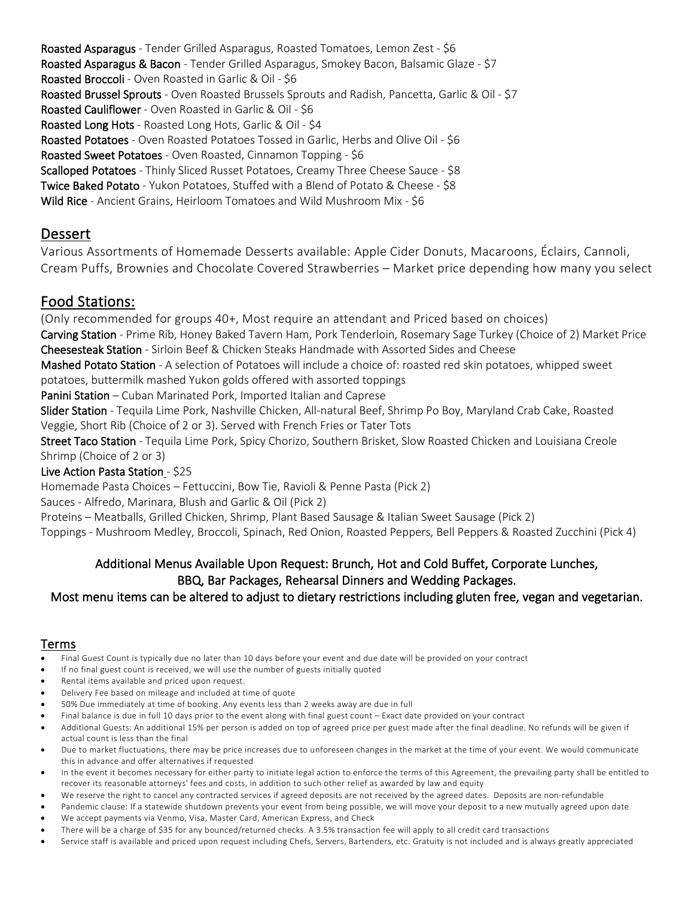**Roasted Asparagus** - Tender Grilled Asparagus, Roasted Tomatoes, Lemon Zest - $6
**Roasted Asparagus & Bacon** - Tender Grilled Asparagus, Smokey Bacon, Balsamic Glaze - $7
**Roasted Broccoli** - Oven Roasted in Garlic & Oil - $6
**Roasted Brussel Sprouts** - Oven Roasted Brussels Sprouts and Radish, Pancetta, Garlic & Oil - $7
**Roasted Cauliflower** - Oven Roasted in Garlic & Oil - $6
**Roasted Long Hots** - Roasted Long Hots, Garlic & Oil - $4
**Roasted Potatoes** - Oven Roasted Potatoes Tossed in Garlic, Herbs and Olive Oil - $6
**Roasted Sweet Potatoes** - Oven Roasted, Cinnamon Topping - $6
**Scalloped Potatoes** - Thinly Sliced Russet Potatoes, Creamy Three Cheese Sauce - $8
**Twice Baked Potato** - Yukon Potatoes, Stuffed with a Blend of Potato & Cheese - $8
**Wild Rice** - Ancient Grains, Heirloom Tomatoes and Wild Mushroom Mix - $6

## Dessert

Various Assortments of Homemade Desserts available: Apple Cider Donuts, Macaroons, Éclairs, Cannoli, Cream Puffs, Brownies and Chocolate Covered Strawberries – Market price depending how many you select

## Food Stations:

(Only recommended for groups 40+, Most require an attendant and Priced based on choices)
**Carving Station** - Prime Rib, Honey Baked Tavern Ham, Pork Tenderloin, Rosemary Sage Turkey (Choice of 2) Market Price
**Cheesesteak Station** - Sirloin Beef & Chicken Steaks Handmade with Assorted Sides and Cheese
**Mashed Potato Station** - A selection of Potatoes will include a choice of: roasted red skin potatoes, whipped sweet potatoes, buttermilk mashed Yukon golds offered with assorted toppings
**Panini Station** – Cuban Marinated Pork, Imported Italian and Caprese
**Slider Station** - Tequila Lime Pork, Nashville Chicken, All-natural Beef, Shrimp Po Boy, Maryland Crab Cake, Roasted Veggie, Short Rib (Choice of 2 or 3). Served with French Fries or Tater Tots
**Street Taco Station** - Tequila Lime Pork, Spicy Chorizo, Southern Brisket, Slow Roasted Chicken and Louisiana Creole Shrimp (Choice of 2 or 3)
**Live Action Pasta Station** - $25
Homemade Pasta Choices – Fettuccini, Bow Tie, Ravioli & Penne Pasta (Pick 2)
Sauces - Alfredo, Marinara, Blush and Garlic & Oil (Pick 2)
Proteins – Meatballs, Grilled Chicken, Shrimp, Plant Based Sausage & Italian Sweet Sausage (Pick 2)
Toppings - Mushroom Medley, Broccoli, Spinach, Red Onion, Roasted Peppers, Bell Peppers & Roasted Zucchini (Pick 4)

Additional Menus Available Upon Request: Brunch, Hot and Cold Buffet, Corporate Lunches, BBQ, Bar Packages, Rehearsal Dinners and Wedding Packages.
Most menu items can be altered to adjust to dietary restrictions including gluten free, vegan and vegetarian.

## Terms

- Final Guest Count is typically due no later than 10 days before your event and due date will be provided on your contract
- If no final guest count is received, we will use the number of guests initially quoted
- Rental items available and priced upon request.
- Delivery Fee based on mileage and included at time of quote
- 50% Due immediately at time of booking. Any events less than 2 weeks away are due in full
- Final balance is due in full 10 days prior to the event along with final guest count – Exact date provided on your contract
- Additional Guests: An additional 15% per person is added on top of agreed price per guest made after the final deadline. No refunds will be given if actual count is less than the final
- Due to market fluctuations, there may be price increases due to unforeseen changes in the market at the time of your event. We would communicate this in advance and offer alternatives if requested
- In the event it becomes necessary for either party to initiate legal action to enforce the terms of this Agreement, the prevailing party shall be entitled to recover its reasonable attorneys' fees and costs, in addition to such other relief as awarded by law and equity
- We reserve the right to cancel any contracted services if agreed deposits are not received by the agreed dates. Deposits are non-refundable
- Pandemic clause: If a statewide shutdown prevents your event from being possible, we will move your deposit to a new mutually agreed upon date
- We accept payments via Venmo, Visa, Master Card, American Express, and Check
- There will be a charge of $35 for any bounced/returned checks. A 3.5% transaction fee will apply to all credit card transactions
- Service staff is available and priced upon request including Chefs, Servers, Bartenders, etc. Gratuity is not included and is always greatly appreciated